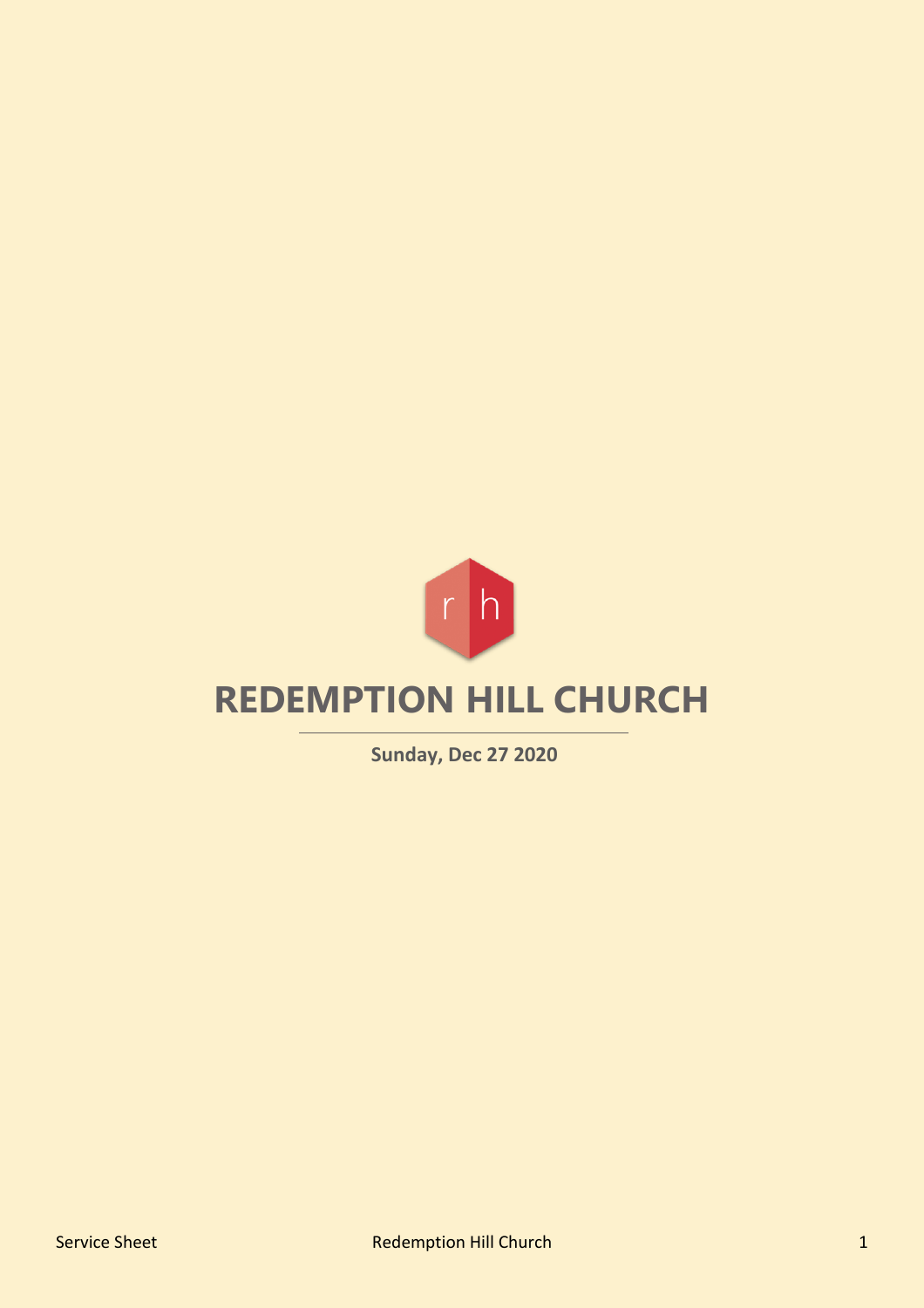# REDEMPTION HILL CHURCH

**Sunday, Dec 27 2020**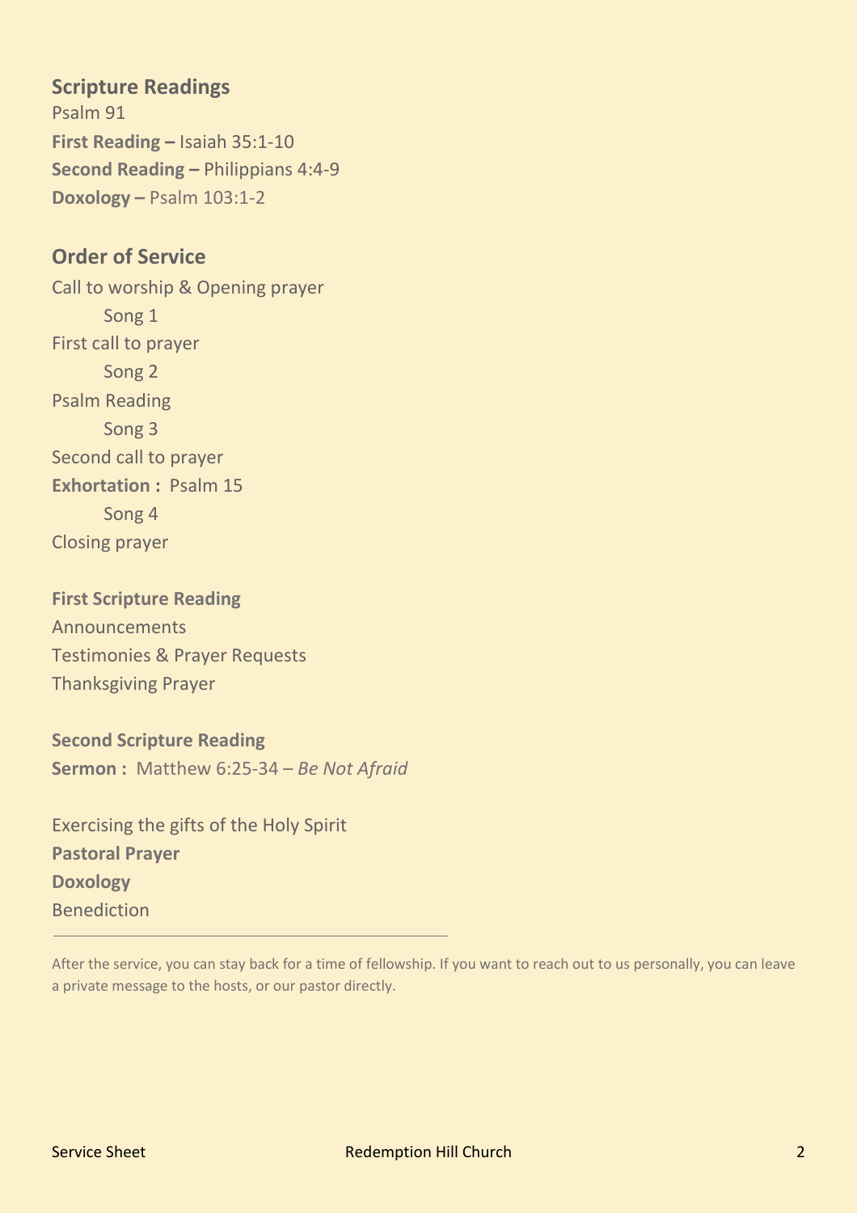## Scripture Readings

Psalm 91
**First Reading –** Isaiah 35:1-10
**Second Reading –** Philippians 4:4-9
**Doxology –** Psalm 103:1-2

## Order of Service

Call to worship & Opening prayer
    Song 1
First call to prayer
    Song 2
Psalm Reading
    Song 3
Second call to prayer
**Exhortation :** Psalm 15
    Song 4
Closing prayer

**First Scripture Reading**
Announcements
Testimonies & Prayer Requests
Thanksgiving Prayer

**Second Scripture Reading**
**Sermon :** Matthew 6:25-34 – *Be Not Afraid*

Exercising the gifts of the Holy Spirit
**Pastoral Prayer**
**Doxology**
Benediction

---

After the service, you can stay back for a time of fellowship. If you want to reach out to us personally, you can leave a private message to the hosts, or our pastor directly.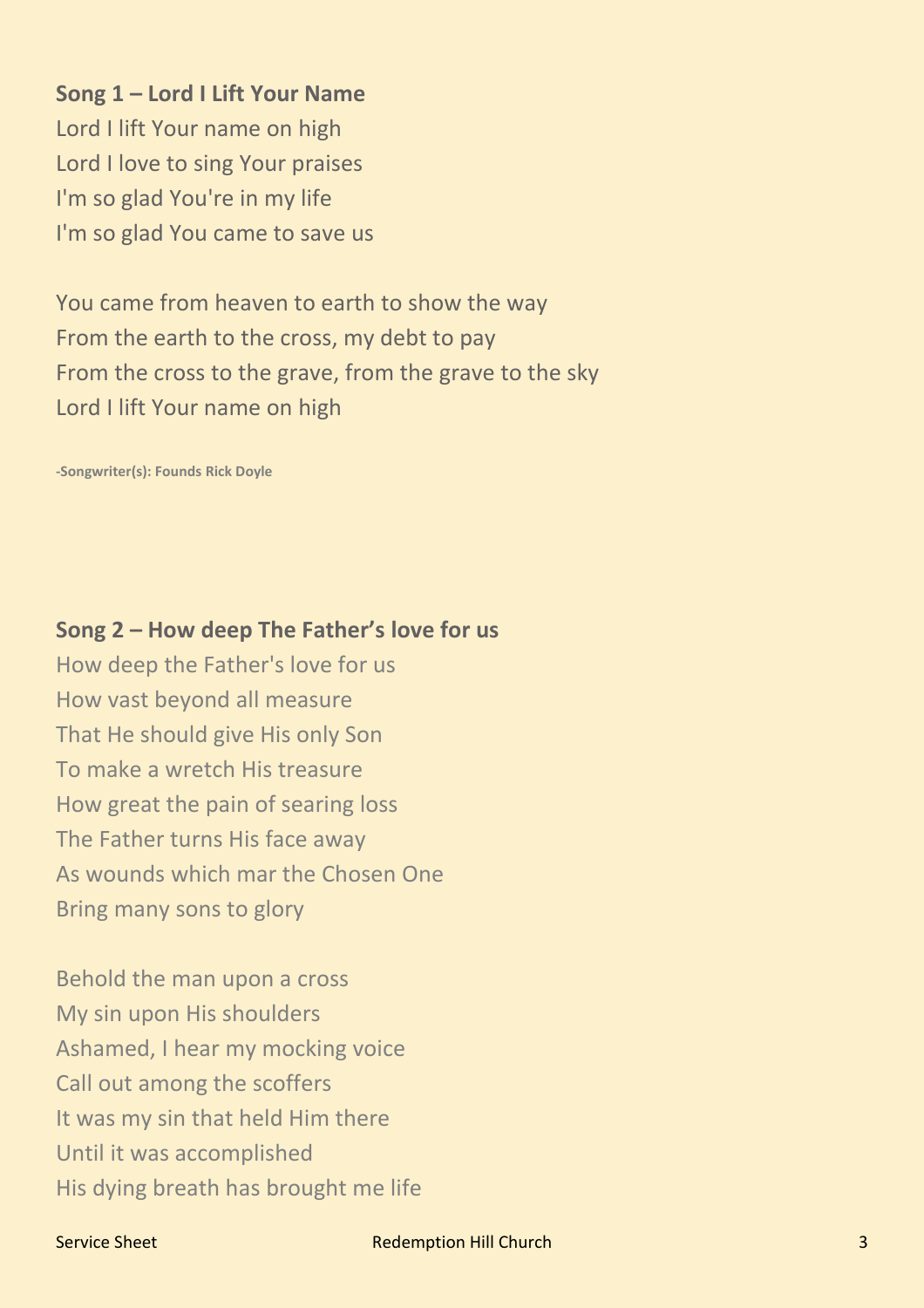**Song 1 – Lord I Lift Your Name**

Lord I lift Your name on high
Lord I love to sing Your praises
I'm so glad You're in my life
I'm so glad You came to save us

You came from heaven to earth to show the way
From the earth to the cross, my debt to pay
From the cross to the grave, from the grave to the sky
Lord I lift Your name on high

**-Songwriter(s): Founds Rick Doyle**

**Song 2 – How deep The Father's love for us**

How deep the Father's love for us
How vast beyond all measure
That He should give His only Son
To make a wretch His treasure
How great the pain of searing loss
The Father turns His face away
As wounds which mar the Chosen One
Bring many sons to glory

Behold the man upon a cross
My sin upon His shoulders
Ashamed, I hear my mocking voice
Call out among the scoffers
It was my sin that held Him there
Until it was accomplished
His dying breath has brought me life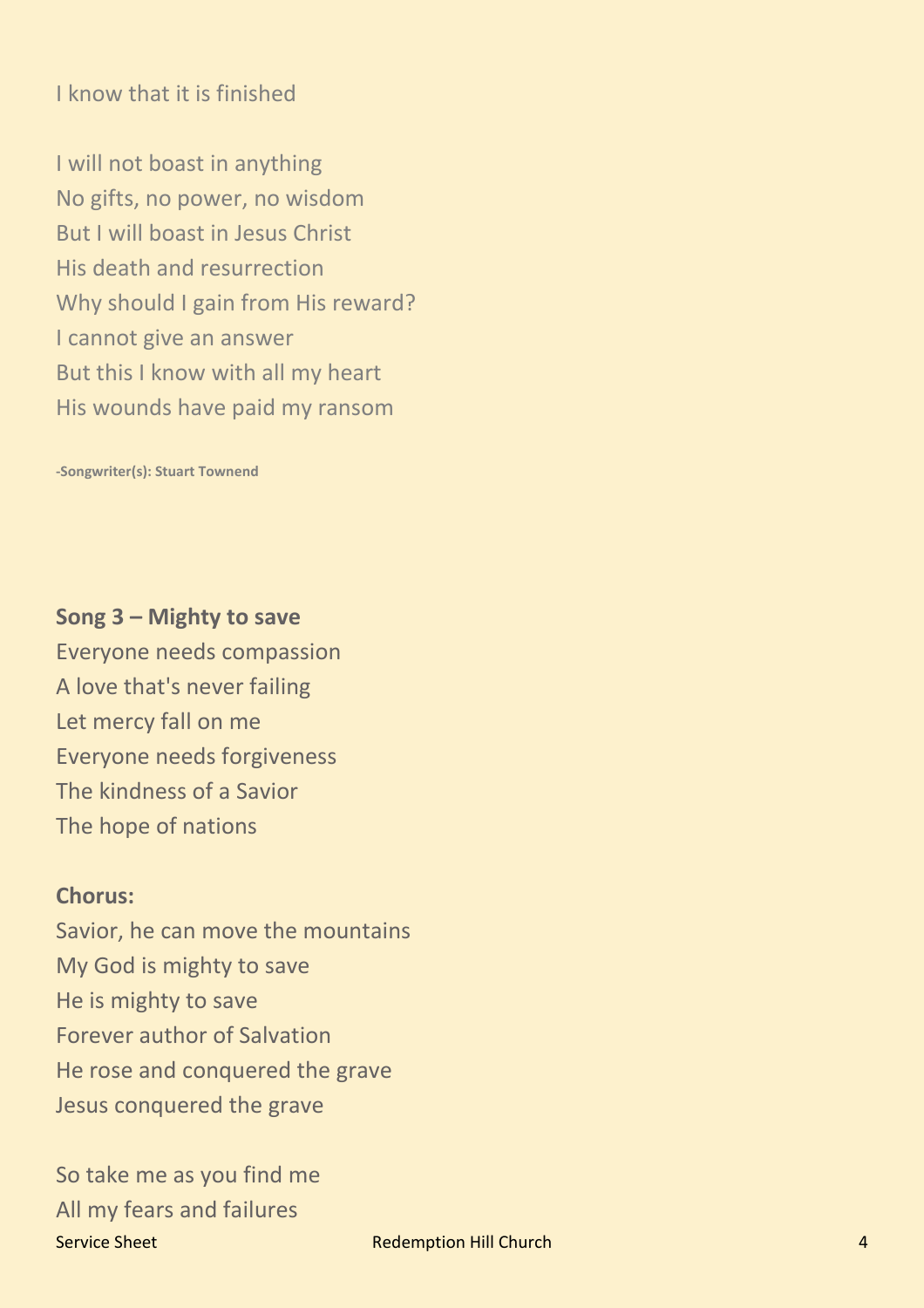I know that it is finished

I will not boast in anything
No gifts, no power, no wisdom
But I will boast in Jesus Christ
His death and resurrection
Why should I gain from His reward?
I cannot give an answer
But this I know with all my heart
His wounds have paid my ransom

**-Songwriter(s): Stuart Townend**

**Song 3 – Mighty to save**
Everyone needs compassion
A love that's never failing
Let mercy fall on me
Everyone needs forgiveness
The kindness of a Savior
The hope of nations

**Chorus:**
Savior, he can move the mountains
My God is mighty to save
He is mighty to save
Forever author of Salvation
He rose and conquered the grave
Jesus conquered the grave

So take me as you find me
All my fears and failures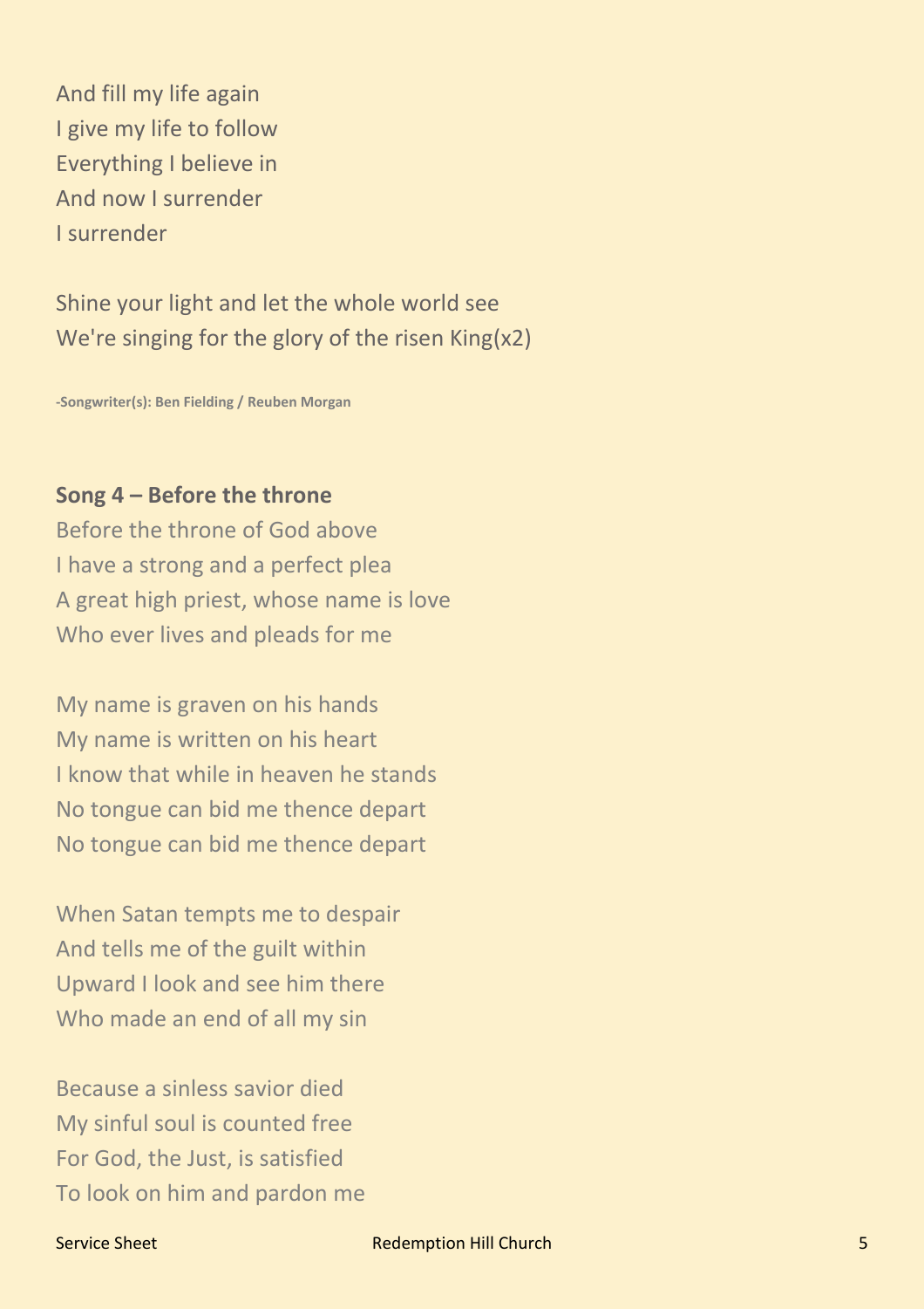And fill my life again
I give my life to follow
Everything I believe in
And now I surrender
I surrender

Shine your light and let the whole world see
We're singing for the glory of the risen King(x2)

**-Songwriter(s): Ben Fielding / Reuben Morgan**

**Song 4 – Before the throne**

Before the throne of God above
I have a strong and a perfect plea
A great high priest, whose name is love
Who ever lives and pleads for me

My name is graven on his hands
My name is written on his heart
I know that while in heaven he stands
No tongue can bid me thence depart
No tongue can bid me thence depart

When Satan tempts me to despair
And tells me of the guilt within
Upward I look and see him there
Who made an end of all my sin

Because a sinless savior died
My sinful soul is counted free
For God, the Just, is satisfied
To look on him and pardon me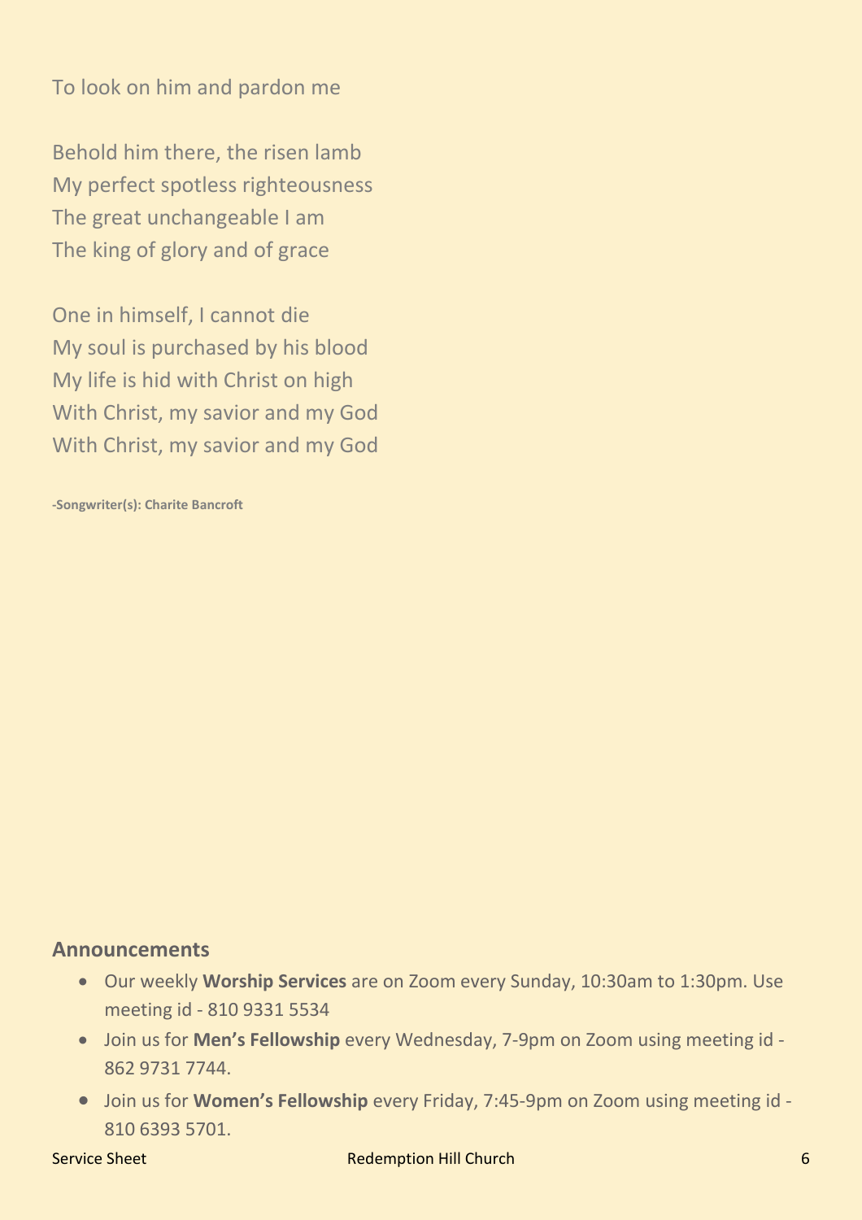To look on him and pardon me

Behold him there, the risen lamb
My perfect spotless righteousness
The great unchangeable I am
The king of glory and of grace

One in himself, I cannot die
My soul is purchased by his blood
My life is hid with Christ on high
With Christ, my savior and my God
With Christ, my savior and my God

**-Songwriter(s): Charite Bancroft**

## Announcements

- Our weekly **Worship Services** are on Zoom every Sunday, 10:30am to 1:30pm. Use meeting id - 810 9331 5534
- Join us for **Men's Fellowship** every Wednesday, 7-9pm on Zoom using meeting id - 862 9731 7744.
- Join us for **Women's Fellowship** every Friday, 7:45-9pm on Zoom using meeting id - 810 6393 5701.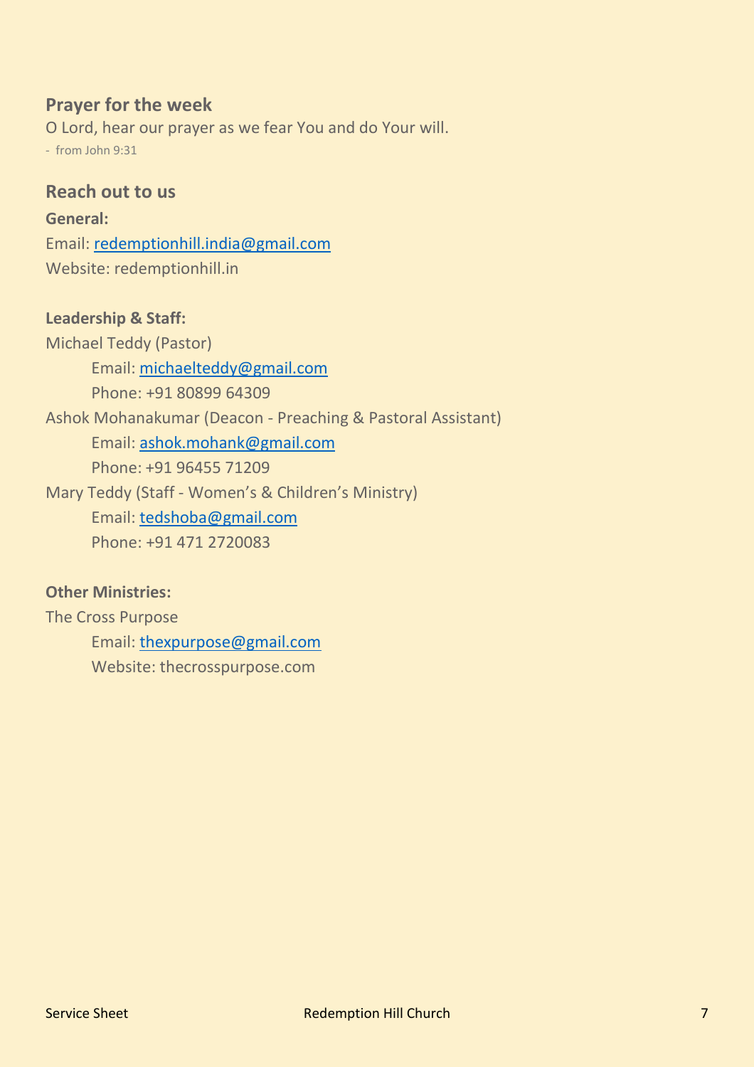## Prayer for the week

O Lord, hear our prayer as we fear You and do Your will.

- from John 9:31

## Reach out to us

**General:**

Email: redemptionhill.india@gmail.com

Website: redemptionhill.in

**Leadership & Staff:**

Michael Teddy (Pastor)

Email: michaelteddy@gmail.com

Phone: +91 80899 64309

Ashok Mohanakumar (Deacon - Preaching & Pastoral Assistant)

Email: ashok.mohank@gmail.com

Phone: +91 96455 71209

Mary Teddy (Staff - Women's & Children's Ministry)

Email: tedshoba@gmail.com

Phone: +91 471 2720083

**Other Ministries:**

The Cross Purpose

Email: thexpurpose@gmail.com

Website: thecrosspurpose.com